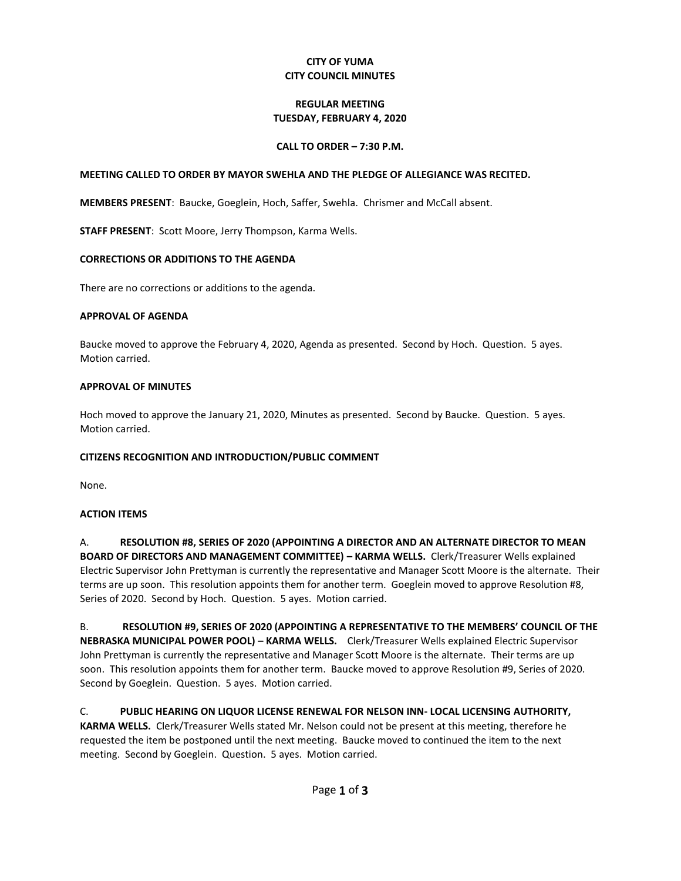**CITY OF YUMA**
**CITY COUNCIL MINUTES**

**REGULAR MEETING**
**TUESDAY, FEBRUARY 4, 2020**

**CALL TO ORDER – 7:30 P.M.**

**MEETING CALLED TO ORDER BY MAYOR SWEHLA AND THE PLEDGE OF ALLEGIANCE WAS RECITED.**

**MEMBERS PRESENT**: Baucke, Goeglein, Hoch, Saffer, Swehla. Chrismer and McCall absent.

**STAFF PRESENT**: Scott Moore, Jerry Thompson, Karma Wells.

**CORRECTIONS OR ADDITIONS TO THE AGENDA**

There are no corrections or additions to the agenda.

**APPROVAL OF AGENDA**

Baucke moved to approve the February 4, 2020, Agenda as presented. Second by Hoch. Question. 5 ayes. Motion carried.

**APPROVAL OF MINUTES**

Hoch moved to approve the January 21, 2020, Minutes as presented. Second by Baucke. Question. 5 ayes. Motion carried.

**CITIZENS RECOGNITION AND INTRODUCTION/PUBLIC COMMENT**

None.

**ACTION ITEMS**

A. **RESOLUTION #8, SERIES OF 2020 (APPOINTING A DIRECTOR AND AN ALTERNATE DIRECTOR TO MEAN BOARD OF DIRECTORS AND MANAGEMENT COMMITTEE) – KARMA WELLS.** Clerk/Treasurer Wells explained Electric Supervisor John Prettyman is currently the representative and Manager Scott Moore is the alternate. Their terms are up soon. This resolution appoints them for another term. Goeglein moved to approve Resolution #8, Series of 2020. Second by Hoch. Question. 5 ayes. Motion carried.

B. **RESOLUTION #9, SERIES OF 2020 (APPOINTING A REPRESENTATIVE TO THE MEMBERS' COUNCIL OF THE NEBRASKA MUNICIPAL POWER POOL) – KARMA WELLS.** Clerk/Treasurer Wells explained Electric Supervisor John Prettyman is currently the representative and Manager Scott Moore is the alternate. Their terms are up soon. This resolution appoints them for another term. Baucke moved to approve Resolution #9, Series of 2020. Second by Goeglein. Question. 5 ayes. Motion carried.

C. **PUBLIC HEARING ON LIQUOR LICENSE RENEWAL FOR NELSON INN- LOCAL LICENSING AUTHORITY, KARMA WELLS.** Clerk/Treasurer Wells stated Mr. Nelson could not be present at this meeting, therefore he requested the item be postponed until the next meeting. Baucke moved to continued the item to the next meeting. Second by Goeglein. Question. 5 ayes. Motion carried.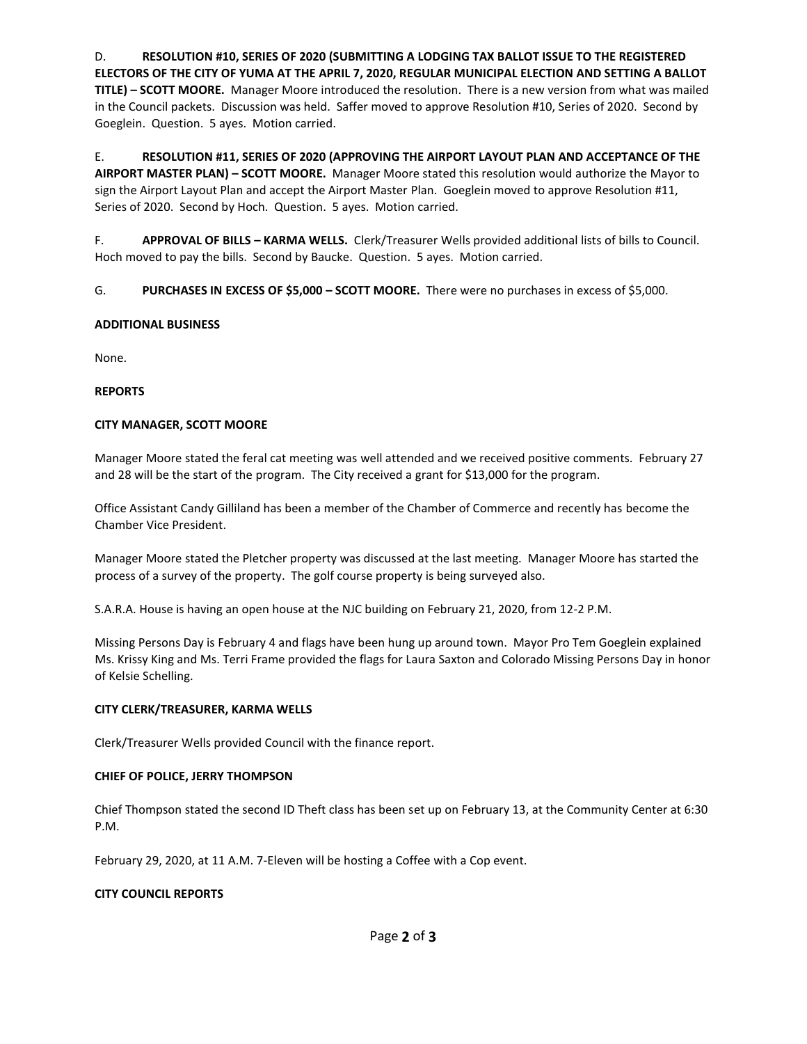D. **RESOLUTION #10, SERIES OF 2020 (SUBMITTING A LODGING TAX BALLOT ISSUE TO THE REGISTERED ELECTORS OF THE CITY OF YUMA AT THE APRIL 7, 2020, REGULAR MUNICIPAL ELECTION AND SETTING A BALLOT TITLE) – SCOTT MOORE.** Manager Moore introduced the resolution. There is a new version from what was mailed in the Council packets. Discussion was held. Saffer moved to approve Resolution #10, Series of 2020. Second by Goeglein. Question. 5 ayes. Motion carried.

E. **RESOLUTION #11, SERIES OF 2020 (APPROVING THE AIRPORT LAYOUT PLAN AND ACCEPTANCE OF THE AIRPORT MASTER PLAN) – SCOTT MOORE.** Manager Moore stated this resolution would authorize the Mayor to sign the Airport Layout Plan and accept the Airport Master Plan. Goeglein moved to approve Resolution #11, Series of 2020. Second by Hoch. Question. 5 ayes. Motion carried.

F. **APPROVAL OF BILLS – KARMA WELLS.** Clerk/Treasurer Wells provided additional lists of bills to Council. Hoch moved to pay the bills. Second by Baucke. Question. 5 ayes. Motion carried.

G. **PURCHASES IN EXCESS OF $5,000 – SCOTT MOORE.** There were no purchases in excess of $5,000.

**ADDITIONAL BUSINESS**

None.

**REPORTS**

**CITY MANAGER, SCOTT MOORE**

Manager Moore stated the feral cat meeting was well attended and we received positive comments. February 27 and 28 will be the start of the program. The City received a grant for $13,000 for the program.

Office Assistant Candy Gilliland has been a member of the Chamber of Commerce and recently has become the Chamber Vice President.

Manager Moore stated the Pletcher property was discussed at the last meeting. Manager Moore has started the process of a survey of the property. The golf course property is being surveyed also.

S.A.R.A. House is having an open house at the NJC building on February 21, 2020, from 12-2 P.M.

Missing Persons Day is February 4 and flags have been hung up around town. Mayor Pro Tem Goeglein explained Ms. Krissy King and Ms. Terri Frame provided the flags for Laura Saxton and Colorado Missing Persons Day in honor of Kelsie Schelling.

**CITY CLERK/TREASURER, KARMA WELLS**

Clerk/Treasurer Wells provided Council with the finance report.

**CHIEF OF POLICE, JERRY THOMPSON**

Chief Thompson stated the second ID Theft class has been set up on February 13, at the Community Center at 6:30 P.M.

February 29, 2020, at 11 A.M. 7-Eleven will be hosting a Coffee with a Cop event.

**CITY COUNCIL REPORTS**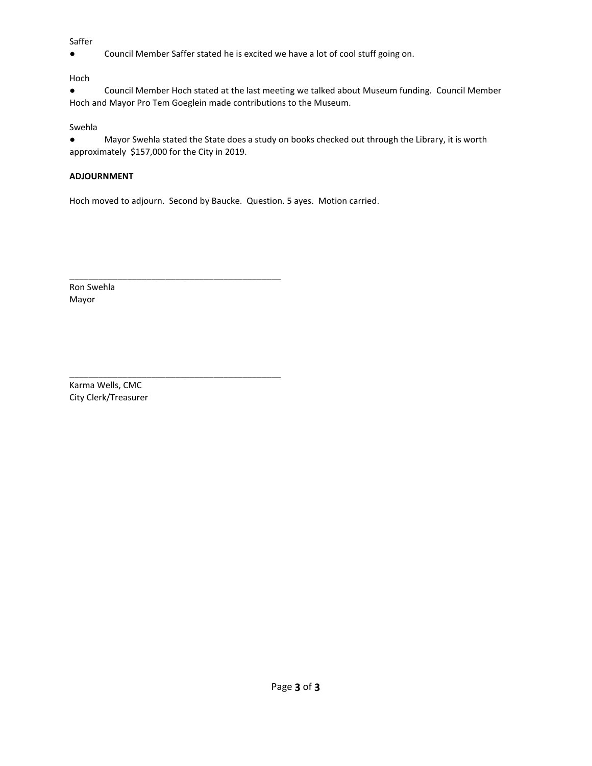Saffer

- Council Member Saffer stated he is excited we have a lot of cool stuff going on.

Hoch

- Council Member Hoch stated at the last meeting we talked about Museum funding. Council Member Hoch and Mayor Pro Tem Goeglein made contributions to the Museum.

Swehla

- Mayor Swehla stated the State does a study on books checked out through the Library, it is worth approximately $157,000 for the City in 2019.

**ADJOURNMENT**

Hoch moved to adjourn. Second by Baucke. Question. 5 ayes. Motion carried.

_____________________________________________
Ron Swehla
Mayor

_____________________________________________
Karma Wells, CMC
City Clerk/Treasurer